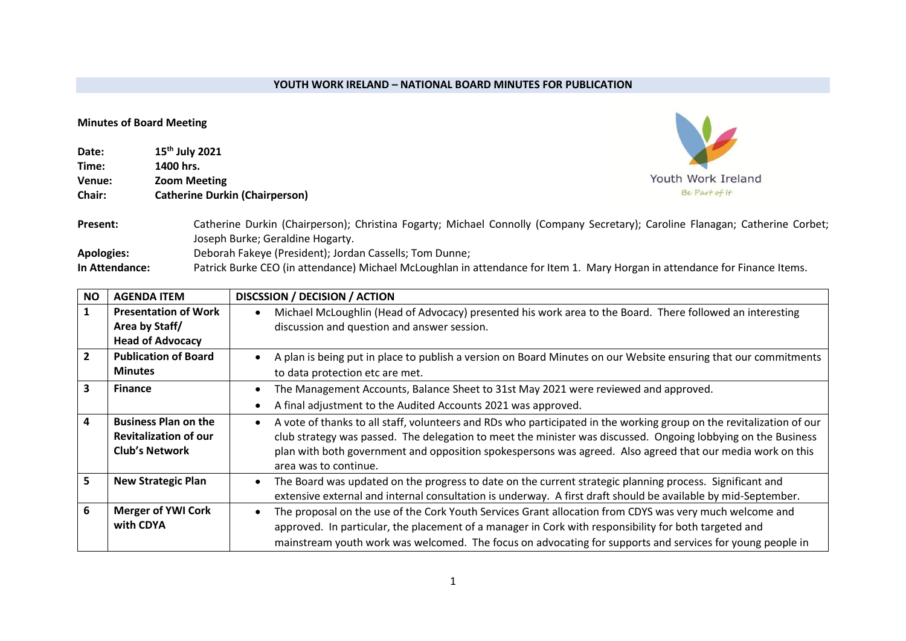**YOUTH WORK IRELAND – NATIONAL BOARD MINUTES FOR PUBLICATION**

**Minutes of Board Meeting**

**Date:** 15th July 2021
**Time:** 1400 hrs.
**Venue:** Zoom Meeting
**Chair:** Catherine Durkin (Chairperson)

Youth Work Ireland
Be Part of It

**Present:** Catherine Durkin (Chairperson); Christina Fogarty; Michael Connolly (Company Secretary); Caroline Flanagan; Catherine Corbet; Joseph Burke; Geraldine Hogarty.
**Apologies:** Deborah Fakeye (President); Jordan Cassells; Tom Dunne;
**In Attendance:** Patrick Burke CEO (in attendance) Michael McLoughlan in attendance for Item 1. Mary Horgan in attendance for Finance Items.

| NO | AGENDA ITEM | DISCSSION / DECISION / ACTION |
|---|---|---|
| 1 | **Presentation of Work Area by Staff/ Head of Advocacy** | • Michael McLoughlin (Head of Advocacy) presented his work area to the Board. There followed an interesting discussion and question and answer session. |
| 2 | **Publication of Board Minutes** | • A plan is being put in place to publish a version on Board Minutes on our Website ensuring that our commitments to data protection etc are met. |
| 3 | **Finance** | • The Management Accounts, Balance Sheet to 31st May 2021 were reviewed and approved. • A final adjustment to the Audited Accounts 2021 was approved. |
| 4 | **Business Plan on the Revitalization of our Club's Network** | • A vote of thanks to all staff, volunteers and RDs who participated in the working group on the revitalization of our club strategy was passed. The delegation to meet the minister was discussed. Ongoing lobbying on the Business plan with both government and opposition spokespersons was agreed. Also agreed that our media work on this area was to continue. |
| 5 | **New Strategic Plan** | • The Board was updated on the progress to date on the current strategic planning process. Significant and extensive external and internal consultation is underway. A first draft should be available by mid-September. |
| 6 | **Merger of YWI Cork with CDYA** | • The proposal on the use of the Cork Youth Services Grant allocation from CDYS was very much welcome and approved. In particular, the placement of a manager in Cork with responsibility for both targeted and mainstream youth work was welcomed. The focus on advocating for supports and services for young people in |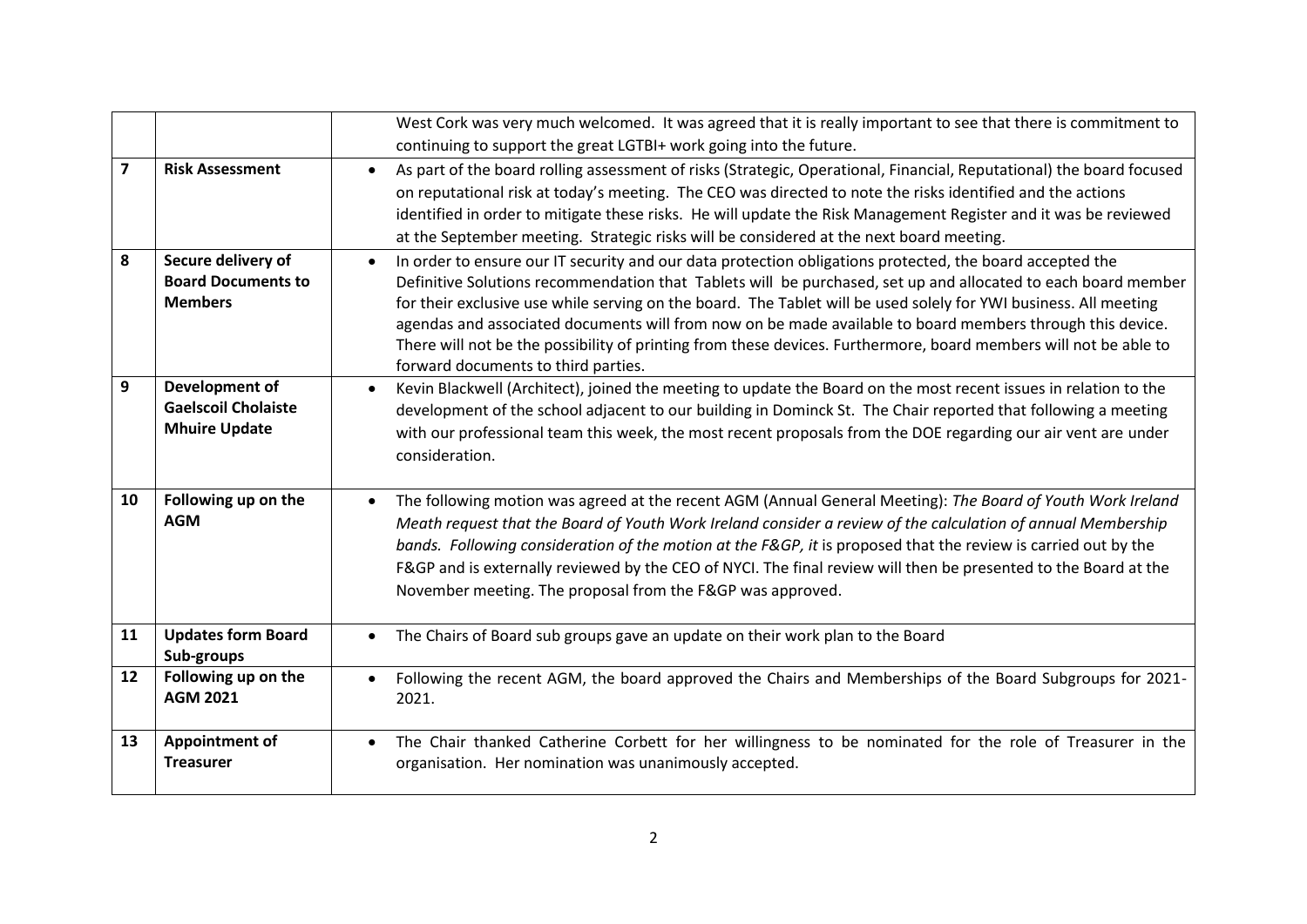| | | |
|---|---|---|
| | | West Cork was very much welcomed. It was agreed that it is really important to see that there is commitment to continuing to support the great LGTBI+ work going into the future. |
| **7** | **Risk Assessment** | • As part of the board rolling assessment of risks (Strategic, Operational, Financial, Reputational) the board focused on reputational risk at today's meeting. The CEO was directed to note the risks identified and the actions identified in order to mitigate these risks. He will update the Risk Management Register and it was be reviewed at the September meeting. Strategic risks will be considered at the next board meeting. |
| **8** | **Secure delivery of Board Documents to Members** | • In order to ensure our IT security and our data protection obligations protected, the board accepted the Definitive Solutions recommendation that Tablets will be purchased, set up and allocated to each board member for their exclusive use while serving on the board. The Tablet will be used solely for YWI business. All meeting agendas and associated documents will from now on be made available to board members through this device. There will not be the possibility of printing from these devices. Furthermore, board members will not be able to forward documents to third parties. |
| **9** | **Development of Gaelscoil Cholaiste Mhuire Update** | • Kevin Blackwell (Architect), joined the meeting to update the Board on the most recent issues in relation to the development of the school adjacent to our building in Dominck St. The Chair reported that following a meeting with our professional team this week, the most recent proposals from the DOE regarding our air vent are under consideration. |
| **10** | **Following up on the AGM** | • The following motion was agreed at the recent AGM (Annual General Meeting): *The Board of Youth Work Ireland Meath request that the Board of Youth Work Ireland consider a review of the calculation of annual Membership bands. Following consideration of the motion at the F&GP, it* is proposed that the review is carried out by the F&GP and is externally reviewed by the CEO of NYCI. The final review will then be presented to the Board at the November meeting. The proposal from the F&GP was approved. |
| **11** | **Updates form Board Sub-groups** | • The Chairs of Board sub groups gave an update on their work plan to the Board |
| **12** | **Following up on the AGM 2021** | • Following the recent AGM, the board approved the Chairs and Memberships of the Board Subgroups for 2021-2021. |
| **13** | **Appointment of Treasurer** | • The Chair thanked Catherine Corbett for her willingness to be nominated for the role of Treasurer in the organisation. Her nomination was unanimously accepted. |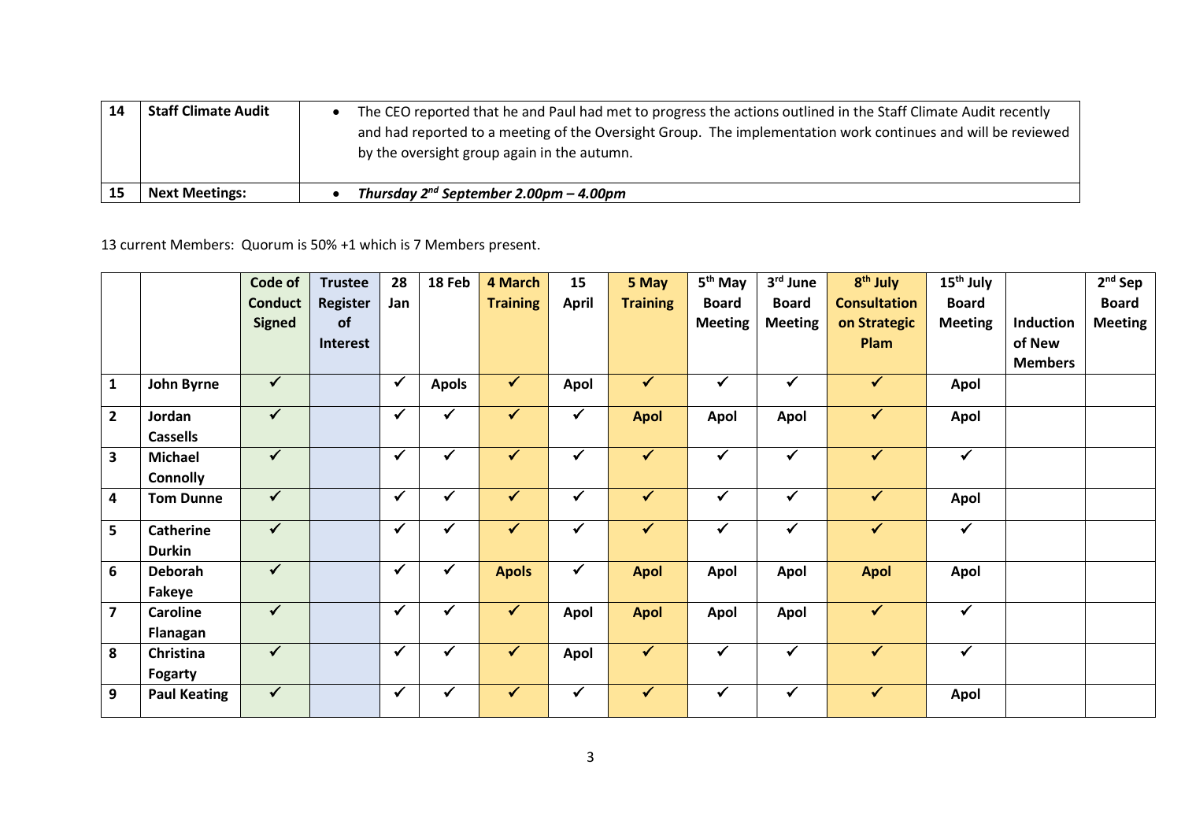| 14 | **Staff Climate Audit** | • The CEO reported that he and Paul had met to progress the actions outlined in the Staff Climate Audit recently and had reported to a meeting of the Oversight Group. The implementation work continues and will be reviewed by the oversight group again in the autumn. |
|---|---|---|
| 15 | **Next Meetings:** | • ***Thursday 2nd September 2.00pm – 4.00pm*** |

13 current Members: Quorum is 50% +1 which is 7 Members present.

| | | **Code of Conduct Signed** | **Trustee Register of Interest** | **28 Jan** | **18 Feb** | **4 March Training** | **15 April** | **5 May Training** | **5th May Board Meeting** | **3rd June Board Meeting** | **8th July Consultation on Strategic Plam** | **15th July Board Meeting** | **Induction of New Members** | **2nd Sep Board Meeting** |
|---|---|---|---|---|---|---|---|---|---|---|---|---|---|---|
| **1** | **John Byrne** | ✓ | | ✓ | **Apols** | ✓ | **Apol** | ✓ | ✓ | ✓ | ✓ | **Apol** | | |
| **2** | **Jordan Cassells** | ✓ | | ✓ | ✓ | ✓ | ✓ | **Apol** | **Apol** | **Apol** | ✓ | **Apol** | | |
| **3** | **Michael Connolly** | ✓ | | ✓ | ✓ | ✓ | ✓ | ✓ | ✓ | ✓ | ✓ | ✓ | | |
| **4** | **Tom Dunne** | ✓ | | ✓ | ✓ | ✓ | ✓ | ✓ | ✓ | ✓ | ✓ | **Apol** | | |
| **5** | **Catherine Durkin** | ✓ | | ✓ | ✓ | ✓ | ✓ | ✓ | ✓ | ✓ | ✓ | ✓ | | |
| **6** | **Deborah Fakeye** | ✓ | | ✓ | ✓ | **Apols** | ✓ | **Apol** | **Apol** | **Apol** | **Apol** | **Apol** | | |
| **7** | **Caroline Flanagan** | ✓ | | ✓ | ✓ | ✓ | **Apol** | **Apol** | **Apol** | **Apol** | ✓ | ✓ | | |
| **8** | **Christina Fogarty** | ✓ | | ✓ | ✓ | ✓ | **Apol** | ✓ | ✓ | ✓ | ✓ | ✓ | | |
| **9** | **Paul Keating** | ✓ | | ✓ | ✓ | ✓ | ✓ | ✓ | ✓ | ✓ | ✓ | **Apol** | | |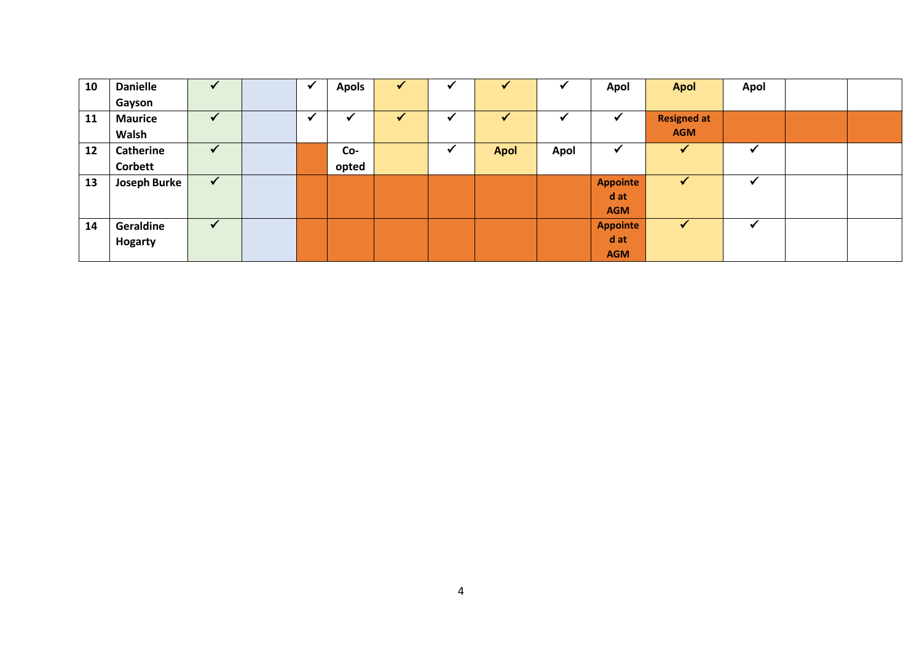| | | | | | | | | | | | | | | |
|---|---|---|---|---|---|---|---|---|---|---|---|---|---|---|
| 10 | Danielle Gayson | ✓ | | ✓ | Apols | ✓ | ✓ | ✓ | ✓ | Apol | Apol | Apol | | |
| 11 | Maurice Walsh | ✓ | | ✓ | ✓ | ✓ | ✓ | ✓ | ✓ | ✓ | Resigned at AGM | | | |
| 12 | Catherine Corbett | ✓ | | | Co-opted | | ✓ | Apol | Apol | ✓ | ✓ | ✓ | | |
| 13 | Joseph Burke | ✓ | | | | | | | | Appointed at AGM | ✓ | ✓ | | |
| 14 | Geraldine Hogarty | ✓ | | | | | | | | Appointed at AGM | ✓ | ✓ | | |